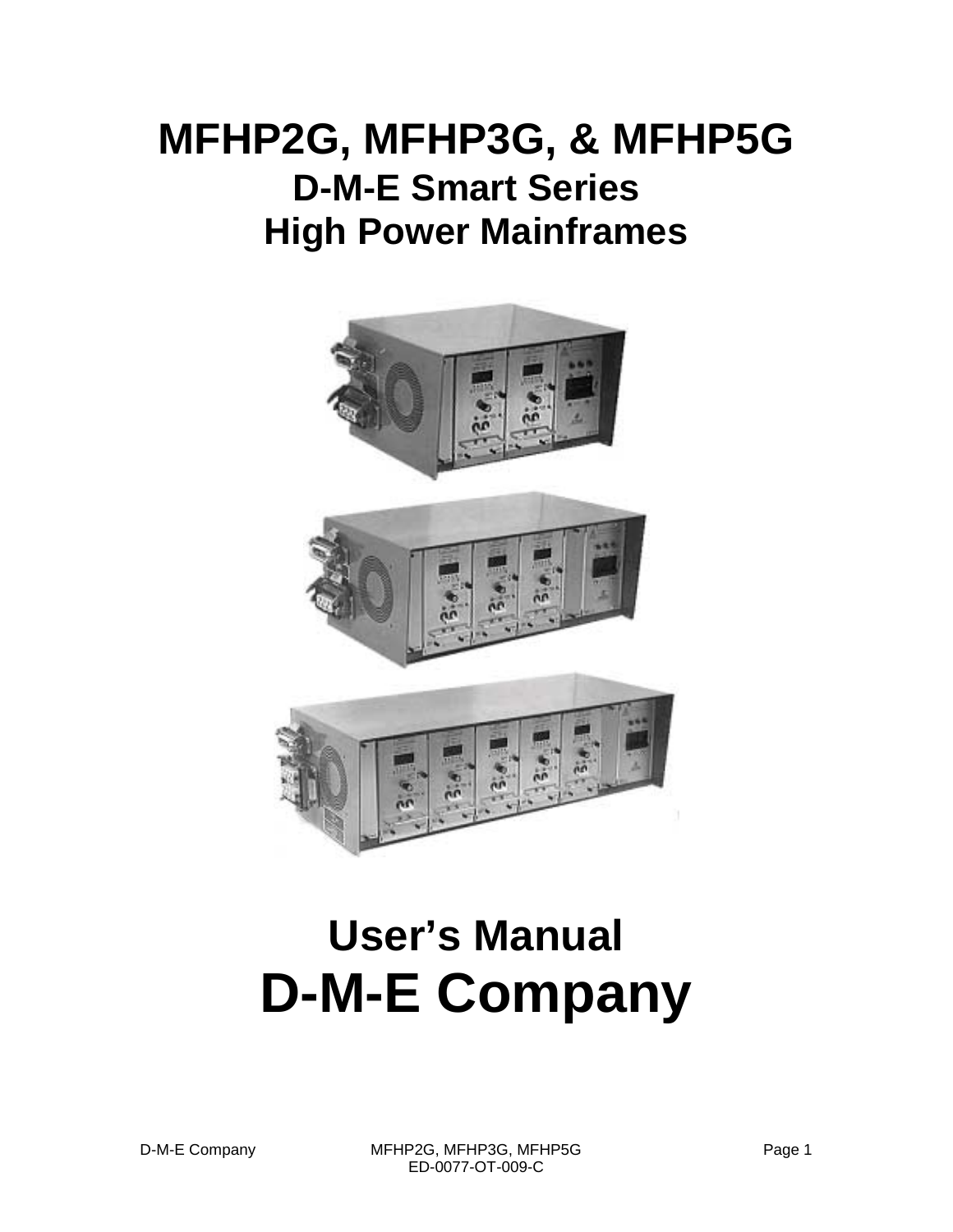# MFHP2G, MFHP3G, & MFHP5G

## D-M-E Smart Series High Power Mainframes

# User's Manual

# D-M-E Company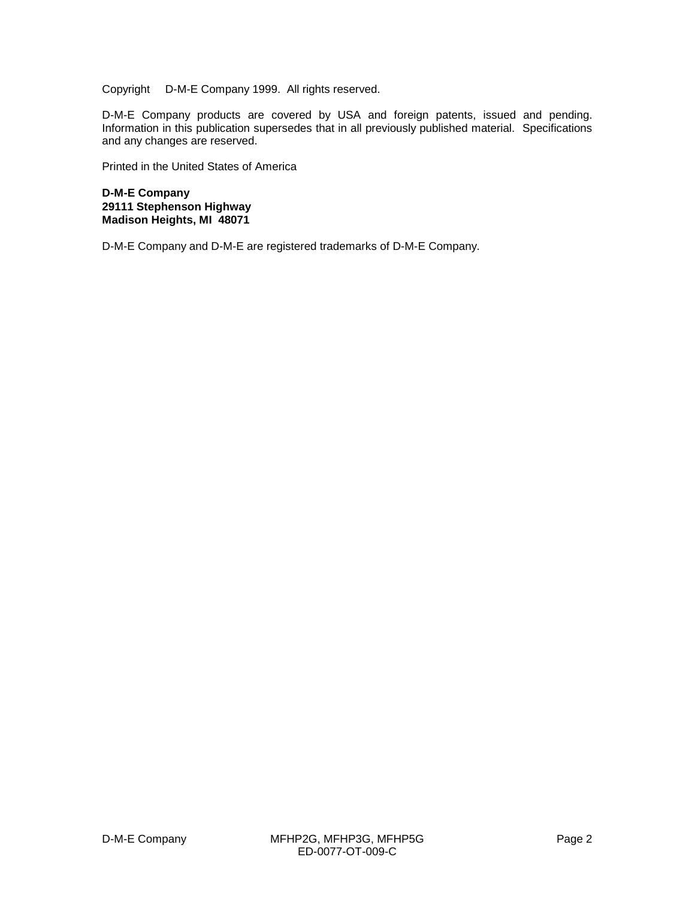Copyright D-M-E Company 1999. All rights reserved.

D-M-E Company products are covered by USA and foreign patents, issued and pending. Information in this publication supersedes that in all previously published material. Specifications and any changes are reserved.

Printed in the United States of America

**D-M-E Company**
**29111 Stephenson Highway**
**Madison Heights, MI 48071**

D-M-E Company and D-M-E are registered trademarks of D-M-E Company.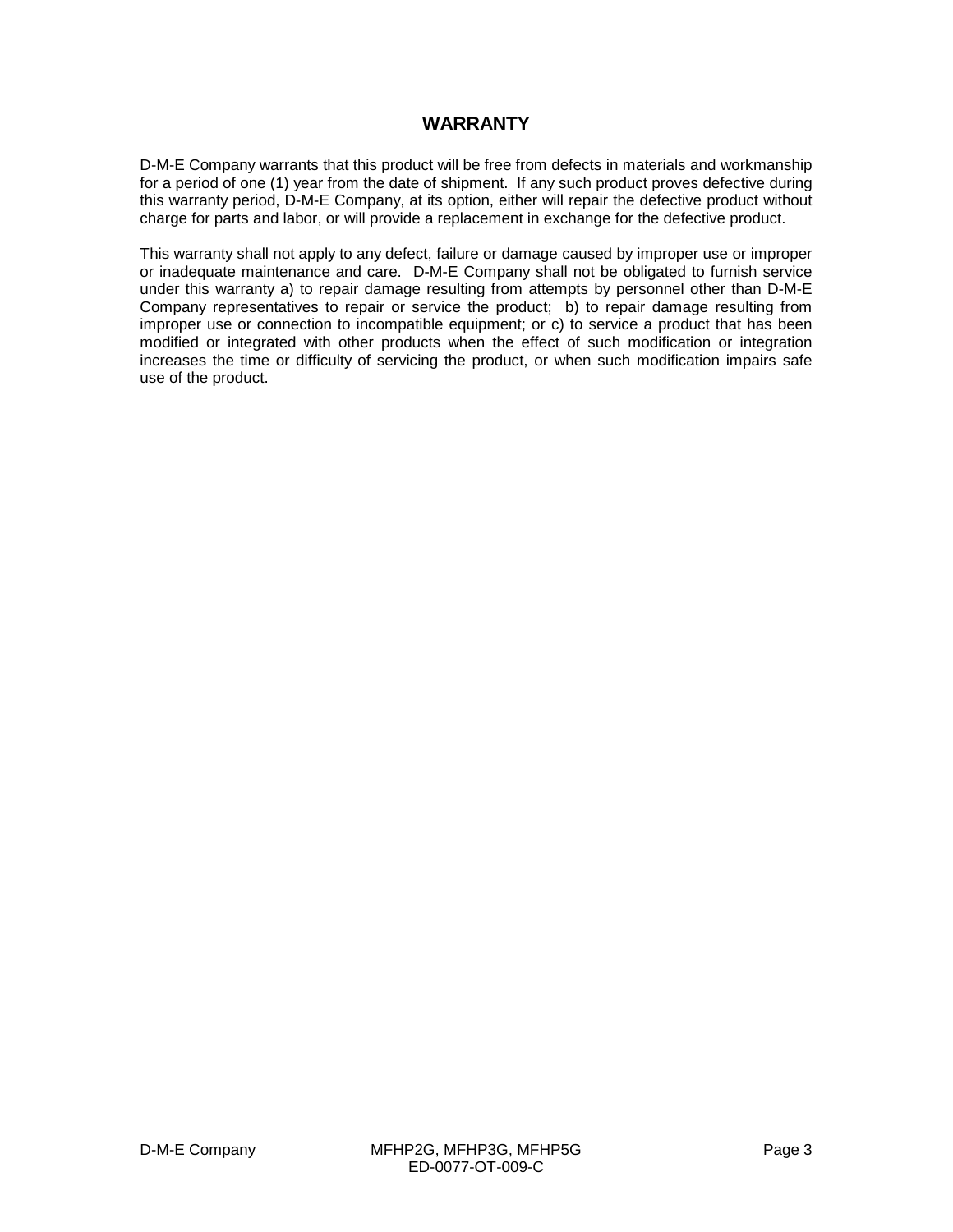# WARRANTY

D-M-E Company warrants that this product will be free from defects in materials and workmanship for a period of one (1) year from the date of shipment. If any such product proves defective during this warranty period, D-M-E Company, at its option, either will repair the defective product without charge for parts and labor, or will provide a replacement in exchange for the defective product.

This warranty shall not apply to any defect, failure or damage caused by improper use or improper or inadequate maintenance and care. D-M-E Company shall not be obligated to furnish service under this warranty a) to repair damage resulting from attempts by personnel other than D-M-E Company representatives to repair or service the product; b) to repair damage resulting from improper use or connection to incompatible equipment; or c) to service a product that has been modified or integrated with other products when the effect of such modification or integration increases the time or difficulty of servicing the product, or when such modification impairs safe use of the product.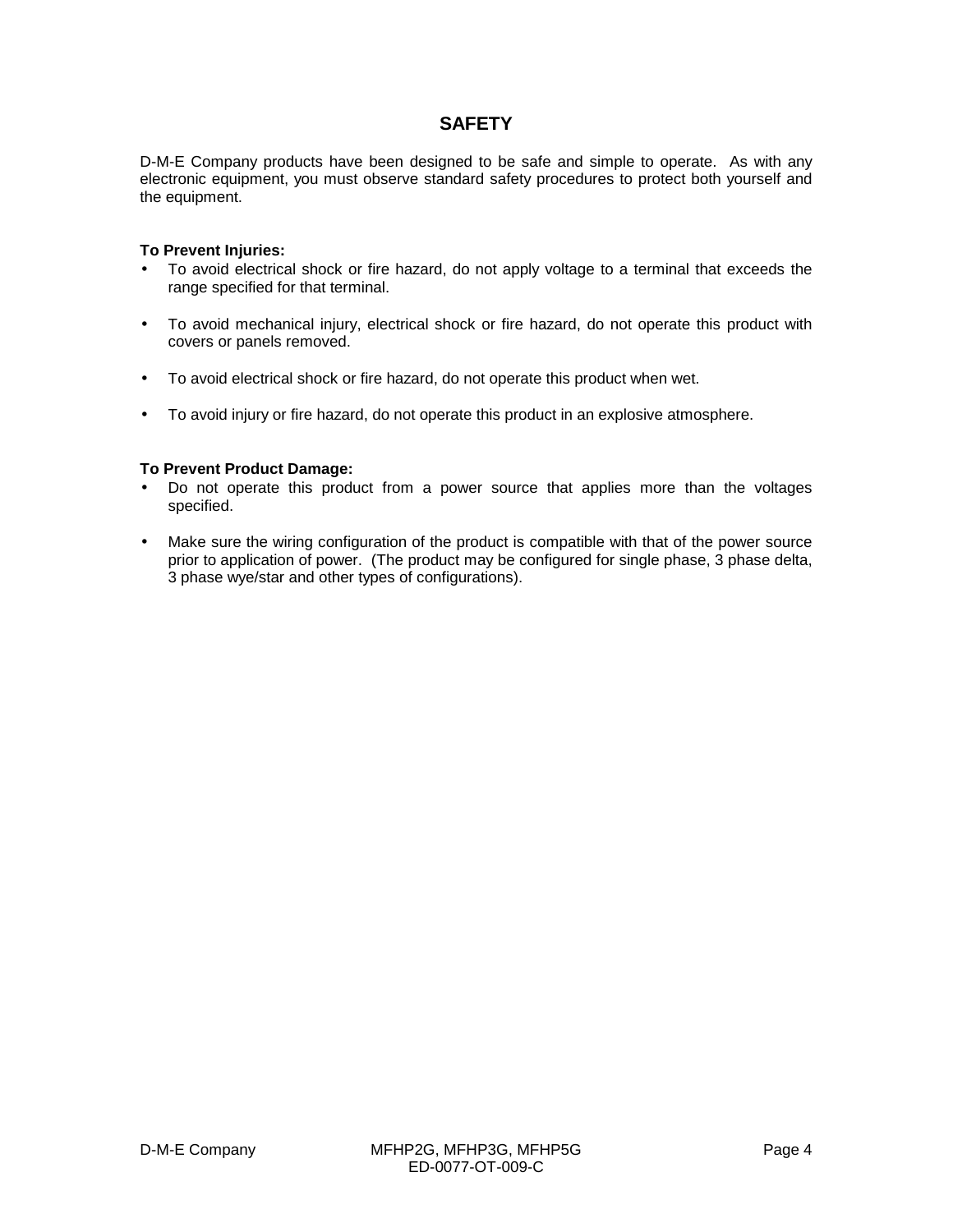# SAFETY

D-M-E Company products have been designed to be safe and simple to operate. As with any electronic equipment, you must observe standard safety procedures to protect both yourself and the equipment.

**To Prevent Injuries:**

- To avoid electrical shock or fire hazard, do not apply voltage to a terminal that exceeds the range specified for that terminal.
- To avoid mechanical injury, electrical shock or fire hazard, do not operate this product with covers or panels removed.
- To avoid electrical shock or fire hazard, do not operate this product when wet.
- To avoid injury or fire hazard, do not operate this product in an explosive atmosphere.

**To Prevent Product Damage:**

- Do not operate this product from a power source that applies more than the voltages specified.
- Make sure the wiring configuration of the product is compatible with that of the power source prior to application of power. (The product may be configured for single phase, 3 phase delta, 3 phase wye/star and other types of configurations).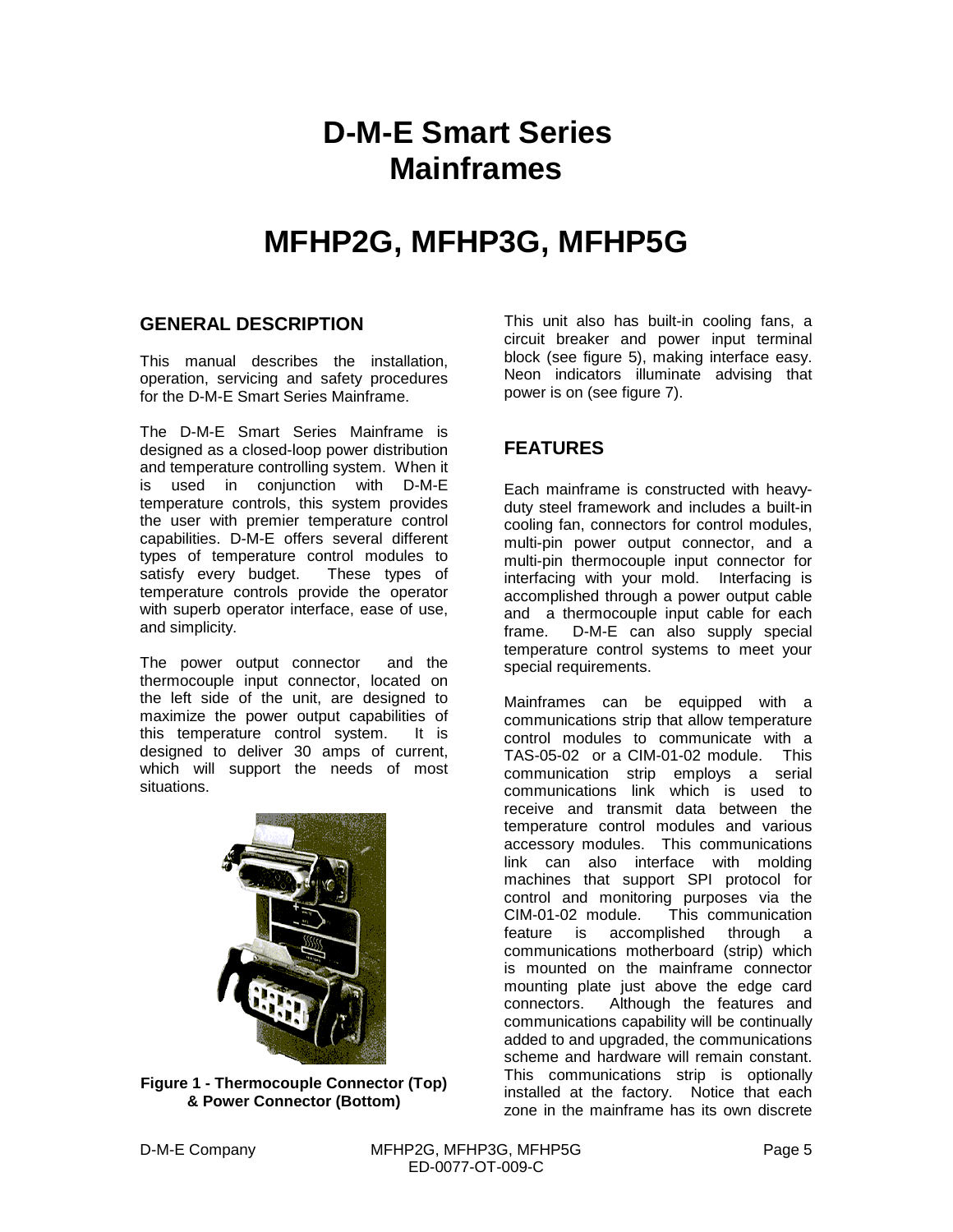# D-M-E Smart Series Mainframes

# MFHP2G, MFHP3G, MFHP5G

## GENERAL DESCRIPTION

This manual describes the installation, operation, servicing and safety procedures for the D-M-E Smart Series Mainframe.

The D-M-E Smart Series Mainframe is designed as a closed-loop power distribution and temperature controlling system. When it is used in conjunction with D-M-E temperature controls, this system provides the user with premier temperature control capabilities. D-M-E offers several different types of temperature control modules to satisfy every budget. These types of temperature controls provide the operator with superb operator interface, ease of use, and simplicity.

The power output connector and the thermocouple input connector, located on the left side of the unit, are designed to maximize the power output capabilities of this temperature control system. It is designed to deliver 30 amps of current, which will support the needs of most situations.

**Figure 1 - Thermocouple Connector (Top) & Power Connector (Bottom)**

This unit also has built-in cooling fans, a circuit breaker and power input terminal block (see figure 5), making interface easy. Neon indicators illuminate advising that power is on (see figure 7).

## FEATURES

Each mainframe is constructed with heavy-duty steel framework and includes a built-in cooling fan, connectors for control modules, multi-pin power output connector, and a multi-pin thermocouple input connector for interfacing with your mold. Interfacing is accomplished through a power output cable and a thermocouple input cable for each frame. D-M-E can also supply special temperature control systems to meet your special requirements.

Mainframes can be equipped with a communications strip that allow temperature control modules to communicate with a TAS-05-02 or a CIM-01-02 module. This communication strip employs a serial communications link which is used to receive and transmit data between the temperature control modules and various accessory modules. This communications link can also interface with molding machines that support SPI protocol for control and monitoring purposes via the CIM-01-02 module. This communication feature is accomplished through a communications motherboard (strip) which is mounted on the mainframe connector mounting plate just above the edge card connectors. Although the features and communications capability will be continually added to and upgraded, the communications scheme and hardware will remain constant. This communications strip is optionally installed at the factory. Notice that each zone in the mainframe has its own discrete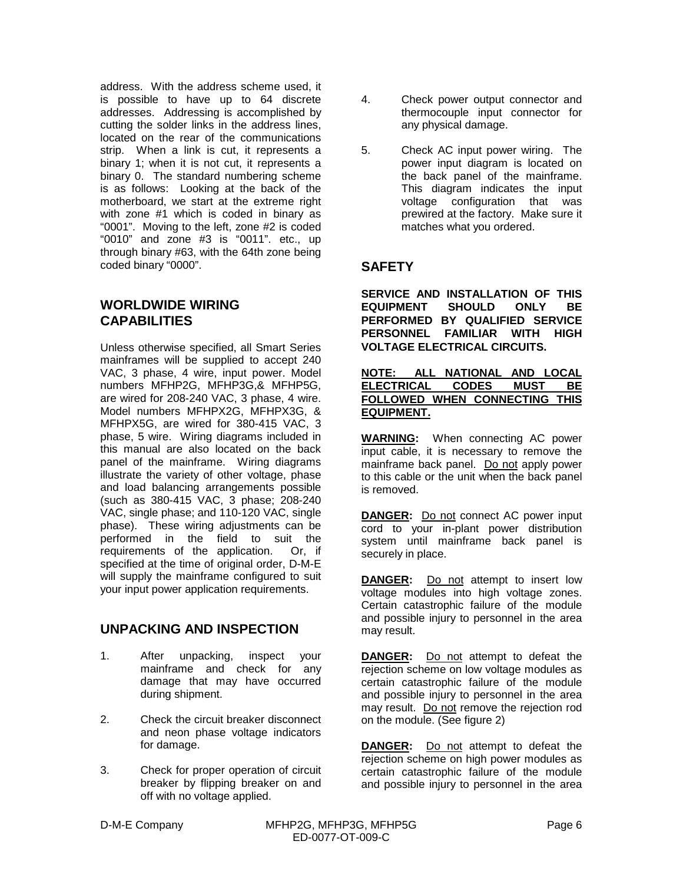address. With the address scheme used, it is possible to have up to 64 discrete addresses. Addressing is accomplished by cutting the solder links in the address lines, located on the rear of the communications strip. When a link is cut, it represents a binary 1; when it is not cut, it represents a binary 0. The standard numbering scheme is as follows: Looking at the back of the motherboard, we start at the extreme right with zone #1 which is coded in binary as "0001". Moving to the left, zone #2 is coded "0010" and zone #3 is "0011". etc., up through binary #63, with the 64th zone being coded binary "0000".

## WORLDWIDE WIRING CAPABILITIES

Unless otherwise specified, all Smart Series mainframes will be supplied to accept 240 VAC, 3 phase, 4 wire, input power. Model numbers MFHP2G, MFHP3G,& MFHP5G, are wired for 208-240 VAC, 3 phase, 4 wire. Model numbers MFHPX2G, MFHPX3G, & MFHPX5G, are wired for 380-415 VAC, 3 phase, 5 wire. Wiring diagrams included in this manual are also located on the back panel of the mainframe. Wiring diagrams illustrate the variety of other voltage, phase and load balancing arrangements possible (such as 380-415 VAC, 3 phase; 208-240 VAC, single phase; and 110-120 VAC, single phase). These wiring adjustments can be performed in the field to suit the requirements of the application. Or, if specified at the time of original order, D-M-E will supply the mainframe configured to suit your input power application requirements.

## UNPACKING AND INSPECTION

1. After unpacking, inspect your mainframe and check for any damage that may have occurred during shipment.
2. Check the circuit breaker disconnect and neon phase voltage indicators for damage.
3. Check for proper operation of circuit breaker by flipping breaker on and off with no voltage applied.
4. Check power output connector and thermocouple input connector for any physical damage.
5. Check AC input power wiring. The power input diagram is located on the back panel of the mainframe. This diagram indicates the input voltage configuration that was prewired at the factory. Make sure it matches what you ordered.

## SAFETY

**SERVICE AND INSTALLATION OF THIS EQUIPMENT SHOULD ONLY BE PERFORMED BY QUALIFIED SERVICE PERSONNEL FAMILIAR WITH HIGH VOLTAGE ELECTRICAL CIRCUITS.**

**NOTE: ALL NATIONAL AND LOCAL ELECTRICAL CODES MUST BE FOLLOWED WHEN CONNECTING THIS EQUIPMENT.**

**WARNING:** When connecting AC power input cable, it is necessary to remove the mainframe back panel. Do not apply power to this cable or the unit when the back panel is removed.

**DANGER:** Do not connect AC power input cord to your in-plant power distribution system until mainframe back panel is securely in place.

**DANGER:** Do not attempt to insert low voltage modules into high voltage zones. Certain catastrophic failure of the module and possible injury to personnel in the area may result.

**DANGER:** Do not attempt to defeat the rejection scheme on low voltage modules as certain catastrophic failure of the module and possible injury to personnel in the area may result. Do not remove the rejection rod on the module. (See figure 2)

**DANGER:** Do not attempt to defeat the rejection scheme on high power modules as certain catastrophic failure of the module and possible injury to personnel in the area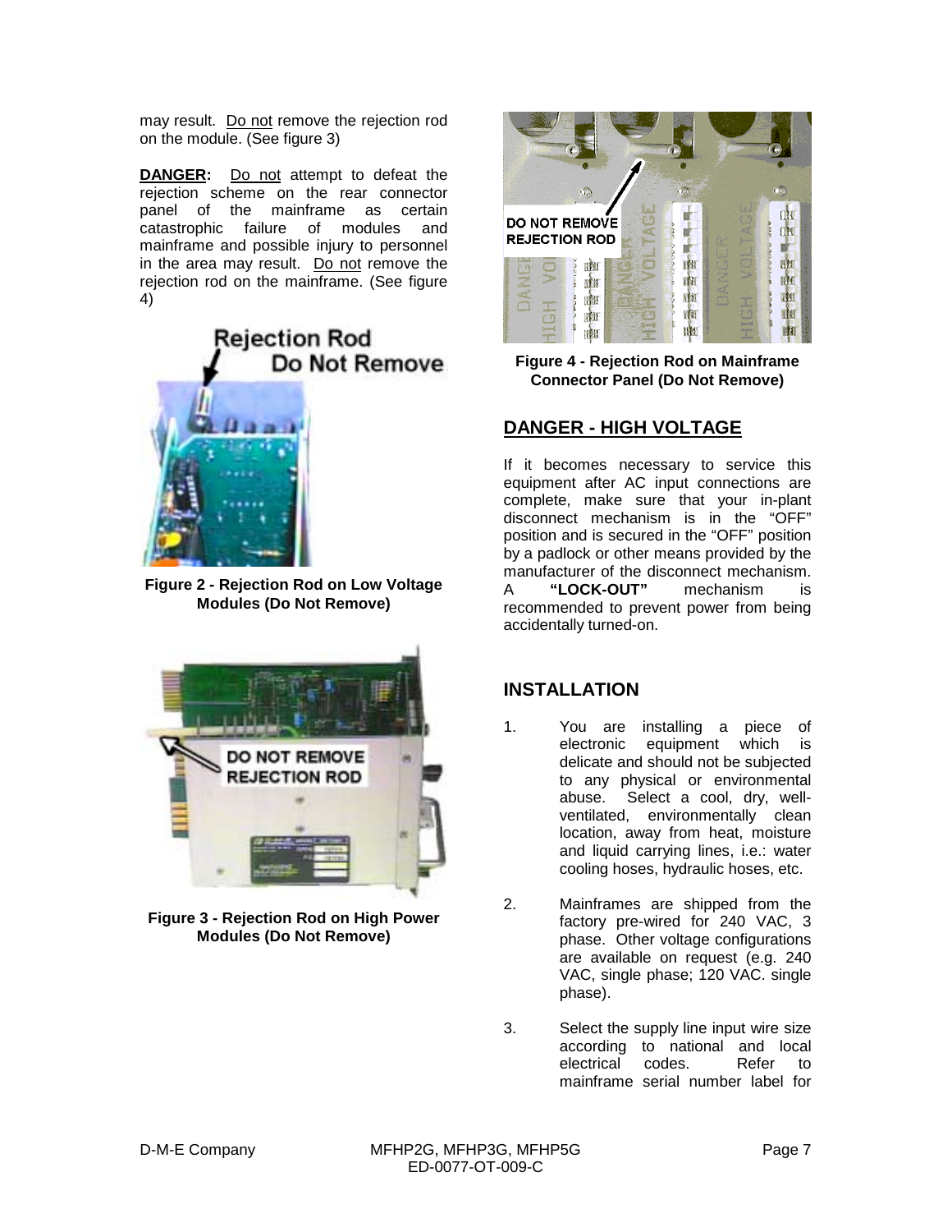may result. Do not remove the rejection rod on the module. (See figure 3)

**DANGER:** Do not attempt to defeat the rejection scheme on the rear connector panel of the mainframe as certain catastrophic failure of modules and mainframe and possible injury to personnel in the area may result. Do not remove the rejection rod on the mainframe. (See figure 4)

**Figure 2 - Rejection Rod on Low Voltage Modules (Do Not Remove)**

**Figure 3 - Rejection Rod on High Power Modules (Do Not Remove)**

**Figure 4 - Rejection Rod on Mainframe Connector Panel (Do Not Remove)**

## DANGER - HIGH VOLTAGE

If it becomes necessary to service this equipment after AC input connections are complete, make sure that your in-plant disconnect mechanism is in the "OFF" position and is secured in the "OFF" position by a padlock or other means provided by the manufacturer of the disconnect mechanism. A **"LOCK-OUT"** mechanism is recommended to prevent power from being accidentally turned-on.

## INSTALLATION

1. You are installing a piece of electronic equipment which is delicate and should not be subjected to any physical or environmental abuse. Select a cool, dry, well-ventilated, environmentally clean location, away from heat, moisture and liquid carrying lines, i.e.: water cooling hoses, hydraulic hoses, etc.

2. Mainframes are shipped from the factory pre-wired for 240 VAC, 3 phase. Other voltage configurations are available on request (e.g. 240 VAC, single phase; 120 VAC. single phase).

3. Select the supply line input wire size according to national and local electrical codes. Refer to mainframe serial number label for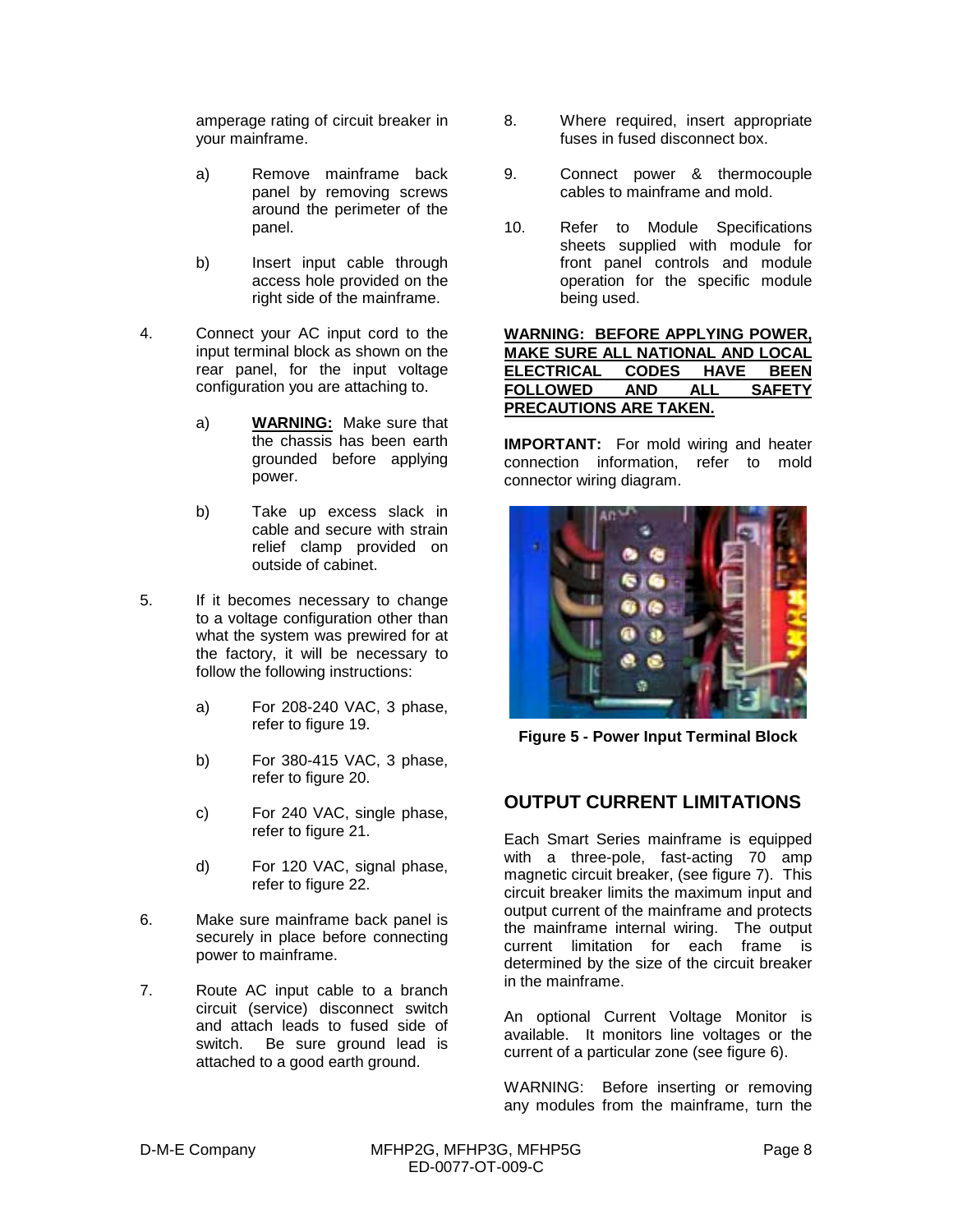amperage rating of circuit breaker in your mainframe.

a) Remove mainframe back panel by removing screws around the perimeter of the panel.

b) Insert input cable through access hole provided on the right side of the mainframe.

4. Connect your AC input cord to the input terminal block as shown on the rear panel, for the input voltage configuration you are attaching to.

   a) **WARNING:** Make sure that the chassis has been earth grounded before applying power.

   b) Take up excess slack in cable and secure with strain relief clamp provided on outside of cabinet.

5. If it becomes necessary to change to a voltage configuration other than what the system was prewired for at the factory, it will be necessary to follow the following instructions:

   a) For 208-240 VAC, 3 phase, refer to figure 19.

   b) For 380-415 VAC, 3 phase, refer to figure 20.

   c) For 240 VAC, single phase, refer to figure 21.

   d) For 120 VAC, signal phase, refer to figure 22.

6. Make sure mainframe back panel is securely in place before connecting power to mainframe.

7. Route AC input cable to a branch circuit (service) disconnect switch and attach leads to fused side of switch. Be sure ground lead is attached to a good earth ground.

8. Where required, insert appropriate fuses in fused disconnect box.

9. Connect power & thermocouple cables to mainframe and mold.

10. Refer to Module Specifications sheets supplied with module for front panel controls and module operation for the specific module being used.

**WARNING: BEFORE APPLYING POWER, MAKE SURE ALL NATIONAL AND LOCAL ELECTRICAL CODES HAVE BEEN FOLLOWED AND ALL SAFETY PRECAUTIONS ARE TAKEN.**

**IMPORTANT:** For mold wiring and heater connection information, refer to mold connector wiring diagram.

**Figure 5 - Power Input Terminal Block**

## OUTPUT CURRENT LIMITATIONS

Each Smart Series mainframe is equipped with a three-pole, fast-acting 70 amp magnetic circuit breaker, (see figure 7). This circuit breaker limits the maximum input and output current of the mainframe and protects the mainframe internal wiring. The output current limitation for each frame is determined by the size of the circuit breaker in the mainframe.

An optional Current Voltage Monitor is available. It monitors line voltages or the current of a particular zone (see figure 6).

WARNING: Before inserting or removing any modules from the mainframe, turn the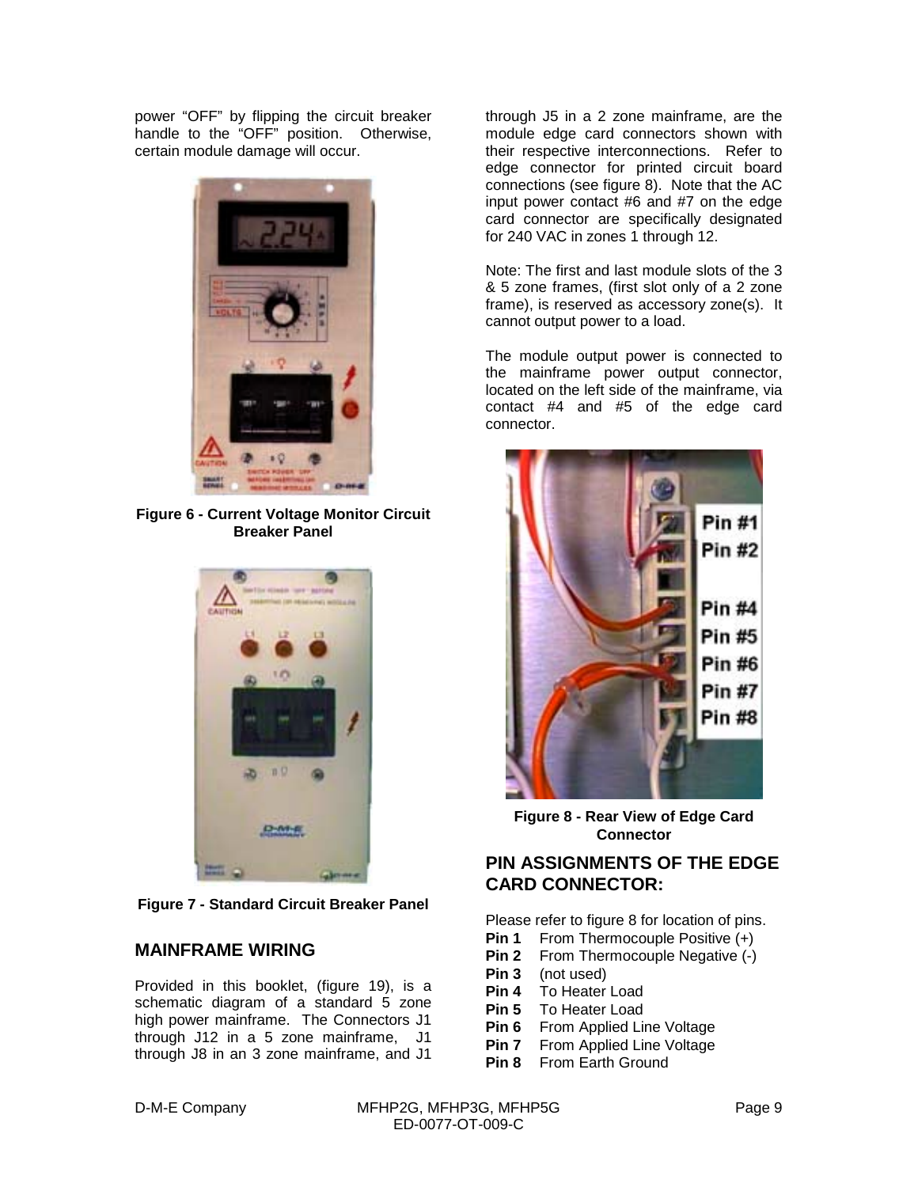power "OFF" by flipping the circuit breaker handle to the "OFF" position. Otherwise, certain module damage will occur.

**Figure 6 - Current Voltage Monitor Circuit Breaker Panel**

**Figure 7 - Standard Circuit Breaker Panel**

## MAINFRAME WIRING

Provided in this booklet, (figure 19), is a schematic diagram of a standard 5 zone high power mainframe. The Connectors J1 through J12 in a 5 zone mainframe, J1 through J8 in an 3 zone mainframe, and J1 through J5 in a 2 zone mainframe, are the module edge card connectors shown with their respective interconnections. Refer to edge connector for printed circuit board connections (see figure 8). Note that the AC input power contact #6 and #7 on the edge card connector are specifically designated for 240 VAC in zones 1 through 12.

Note: The first and last module slots of the 3 & 5 zone frames, (first slot only of a 2 zone frame), is reserved as accessory zone(s). It cannot output power to a load.

The module output power is connected to the mainframe power output connector, located on the left side of the mainframe, via contact #4 and #5 of the edge card connector.

**Figure 8 - Rear View of Edge Card Connector**

## PIN ASSIGNMENTS OF THE EDGE CARD CONNECTOR:

Please refer to figure 8 for location of pins.

**Pin 1** From Thermocouple Positive (+)
**Pin 2** From Thermocouple Negative (-)
**Pin 3** (not used)
**Pin 4** To Heater Load
**Pin 5** To Heater Load
**Pin 6** From Applied Line Voltage
**Pin 7** From Applied Line Voltage
**Pin 8** From Earth Ground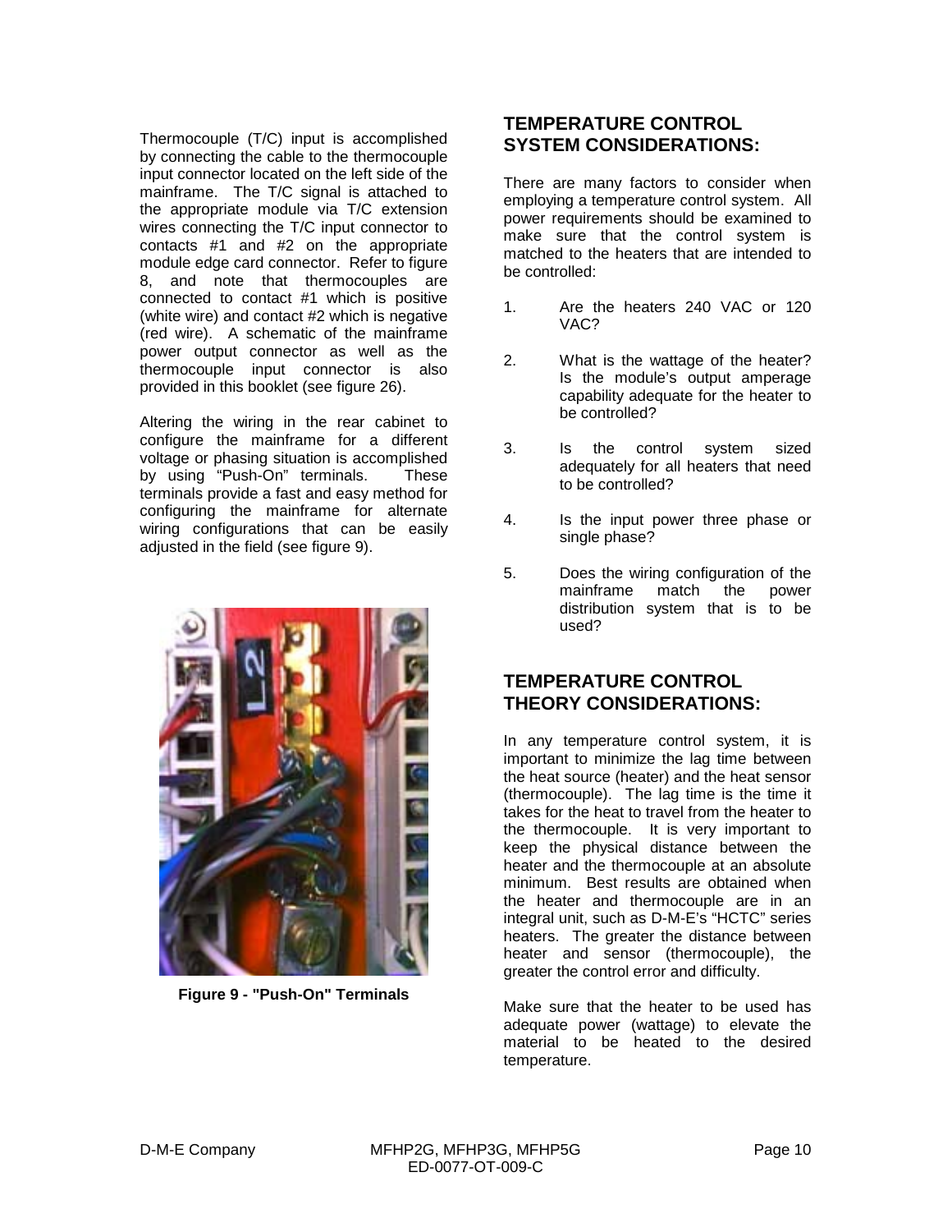Thermocouple (T/C) input is accomplished by connecting the cable to the thermocouple input connector located on the left side of the mainframe. The T/C signal is attached to the appropriate module via T/C extension wires connecting the T/C input connector to contacts #1 and #2 on the appropriate module edge card connector. Refer to figure 8, and note that thermocouples are connected to contact #1 which is positive (white wire) and contact #2 which is negative (red wire). A schematic of the mainframe power output connector as well as the thermocouple input connector is also provided in this booklet (see figure 26).

Altering the wiring in the rear cabinet to configure the mainframe for a different voltage or phasing situation is accomplished by using "Push-On" terminals. These terminals provide a fast and easy method for configuring the mainframe for alternate wiring configurations that can be easily adjusted in the field (see figure 9).

**Figure 9 - "Push-On" Terminals**

## TEMPERATURE CONTROL SYSTEM CONSIDERATIONS:

There are many factors to consider when employing a temperature control system. All power requirements should be examined to make sure that the control system is matched to the heaters that are intended to be controlled:

1. Are the heaters 240 VAC or 120 VAC?
2. What is the wattage of the heater? Is the module's output amperage capability adequate for the heater to be controlled?
3. Is the control system sized adequately for all heaters that need to be controlled?
4. Is the input power three phase or single phase?
5. Does the wiring configuration of the mainframe match the power distribution system that is to be used?

## TEMPERATURE CONTROL THEORY CONSIDERATIONS:

In any temperature control system, it is important to minimize the lag time between the heat source (heater) and the heat sensor (thermocouple). The lag time is the time it takes for the heat to travel from the heater to the thermocouple. It is very important to keep the physical distance between the heater and the thermocouple at an absolute minimum. Best results are obtained when the heater and thermocouple are in an integral unit, such as D-M-E's "HCTC" series heaters. The greater the distance between heater and sensor (thermocouple), the greater the control error and difficulty.

Make sure that the heater to be used has adequate power (wattage) to elevate the material to be heated to the desired temperature.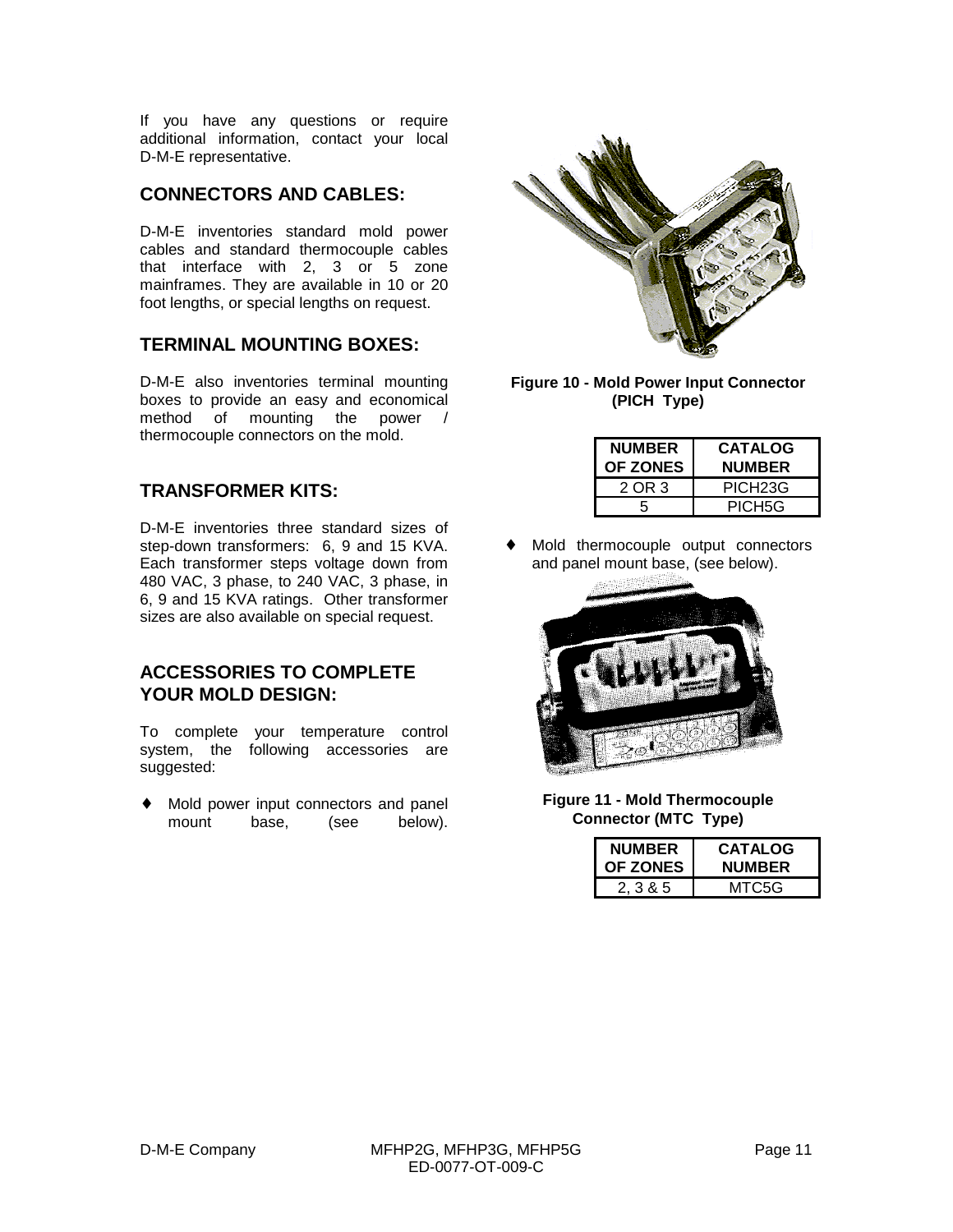If you have any questions or require additional information, contact your local D-M-E representative.

## CONNECTORS AND CABLES:

D-M-E inventories standard mold power cables and standard thermocouple cables that interface with 2, 3 or 5 zone mainframes. They are available in 10 or 20 foot lengths, or special lengths on request.

## TERMINAL MOUNTING BOXES:

D-M-E also inventories terminal mounting boxes to provide an easy and economical method of mounting the power / thermocouple connectors on the mold.

## TRANSFORMER KITS:

D-M-E inventories three standard sizes of step-down transformers: 6, 9 and 15 KVA. Each transformer steps voltage down from 480 VAC, 3 phase, to 240 VAC, 3 phase, in 6, 9 and 15 KVA ratings. Other transformer sizes are also available on special request.

## ACCESSORIES TO COMPLETE YOUR MOLD DESIGN:

To complete your temperature control system, the following accessories are suggested:

- ♦ Mold power input connectors and panel mount base, (see below).

**Figure 10 - Mold Power Input Connector (PICH Type)**

| NUMBER OF ZONES | CATALOG NUMBER |
|---|---|
| 2 OR 3 | PICH23G |
| 5 | PICH5G |

- ♦ Mold thermocouple output connectors and panel mount base, (see below).

**Figure 11 - Mold Thermocouple Connector (MTC Type)**

| NUMBER OF ZONES | CATALOG NUMBER |
|---|---|
| 2, 3 & 5 | MTC5G |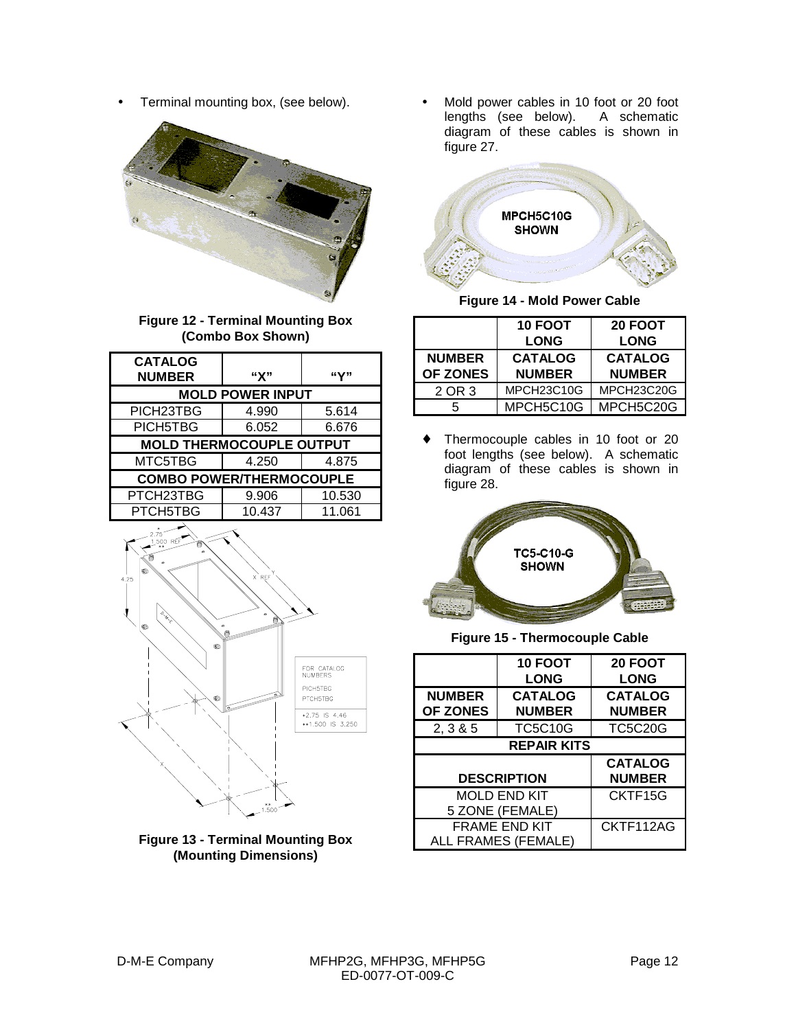- Terminal mounting box, (see below).

**Figure 12 - Terminal Mounting Box (Combo Box Shown)**

| CATALOG NUMBER | "X" | "Y" |
|---|---|---|
| **MOLD POWER INPUT** | | |
| PICH23TBG | 4.990 | 5.614 |
| PICH5TBG | 6.052 | 6.676 |
| **MOLD THERMOCOUPLE OUTPUT** | | |
| MTC5TBG | 4.250 | 4.875 |
| **COMBO POWER/THERMOCOUPLE** | | |
| PTCH23TBG | 9.906 | 10.530 |
| PTCH5TBG | 10.437 | 11.061 |

FOR CATALOG NUMBERS PICH5TBG PTCH5TBG
*2.75 IS 4.46
**1.500 IS 3.250

**Figure 13 - Terminal Mounting Box (Mounting Dimensions)**

- Mold power cables in 10 foot or 20 foot lengths (see below). A schematic diagram of these cables is shown in figure 27.

MPCH5C10G SHOWN

**Figure 14 - Mold Power Cable**

| NUMBER OF ZONES | 10 FOOT LONG CATALOG NUMBER | 20 FOOT LONG CATALOG NUMBER |
|---|---|---|
| 2 OR 3 | MPCH23C10G | MPCH23C20G |
| 5 | MPCH5C10G | MPCH5C20G |

- Thermocouple cables in 10 foot or 20 foot lengths (see below). A schematic diagram of these cables is shown in figure 28.

TC5-C10-G SHOWN

**Figure 15 - Thermocouple Cable**

| NUMBER OF ZONES | 10 FOOT LONG CATALOG NUMBER | 20 FOOT LONG CATALOG NUMBER |
|---|---|---|
| 2, 3 & 5 | TC5C10G | TC5C20G |

| REPAIR KITS | |
|---|---|
| **DESCRIPTION** | **CATALOG NUMBER** |
| MOLD END KIT 5 ZONE (FEMALE) | CKTF15G |
| FRAME END KIT ALL FRAMES (FEMALE) | CKTF112AG |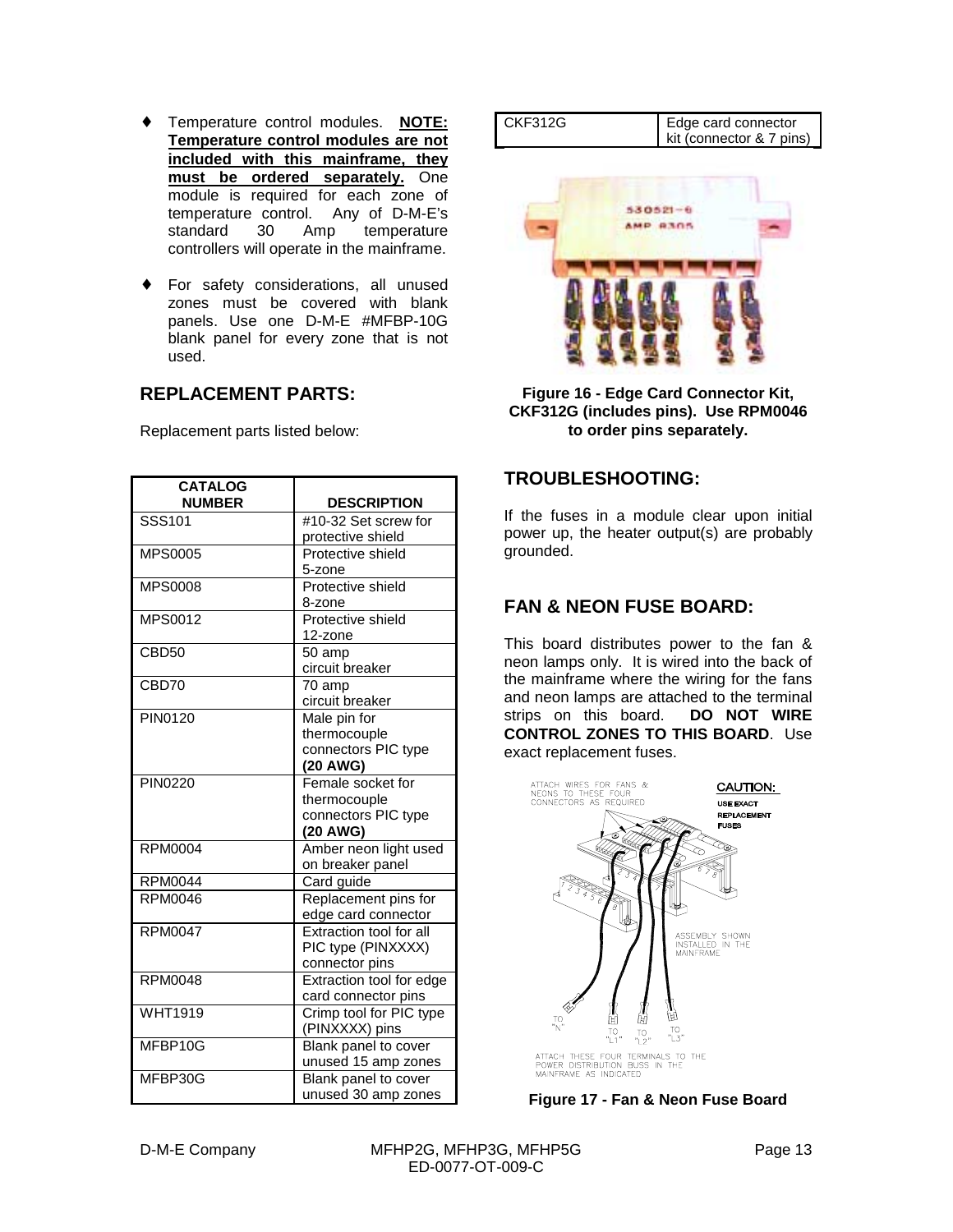- Temperature control modules. **<u>NOTE: Temperature control modules are not included with this mainframe, they must be ordered separately.</u>** One module is required for each zone of temperature control. Any of D-M-E's standard 30 Amp temperature controllers will operate in the mainframe.
- For safety considerations, all unused zones must be covered with blank panels. Use one D-M-E #MFBP-10G blank panel for every zone that is not used.

## REPLACEMENT PARTS:

Replacement parts listed below:

| CATALOG NUMBER | DESCRIPTION |
|---|---|
| SSS101 | #10-32 Set screw for protective shield |
| MPS0005 | Protective shield 5-zone |
| MPS0008 | Protective shield 8-zone |
| MPS0012 | Protective shield 12-zone |
| CBD50 | 50 amp circuit breaker |
| CBD70 | 70 amp circuit breaker |
| PIN0120 | Male pin for thermocouple connectors PIC type **(20 AWG)** |
| PIN0220 | Female socket for thermocouple connectors PIC type **(20 AWG)** |
| RPM0004 | Amber neon light used on breaker panel |
| RPM0044 | Card guide |
| RPM0046 | Replacement pins for edge card connector |
| RPM0047 | Extraction tool for all PIC type (PINXXXX) connector pins |
| RPM0048 | Extraction tool for edge card connector pins |
| WHT1919 | Crimp tool for PIC type (PINXXXX) pins |
| MFBP10G | Blank panel to cover unused 15 amp zones |
| MFBP30G | Blank panel to cover unused 30 amp zones |
| CKF312G | Edge card connector kit (connector & 7 pins) |

**Figure 16 - Edge Card Connector Kit, CKF312G (includes pins). Use RPM0046 to order pins separately.**

## TROUBLESHOOTING:

If the fuses in a module clear upon initial power up, the heater output(s) are probably grounded.

## FAN & NEON FUSE BOARD:

This board distributes power to the fan & neon lamps only. It is wired into the back of the mainframe where the wiring for the fans and neon lamps are attached to the terminal strips on this board. **DO NOT WIRE CONTROL ZONES TO THIS BOARD**. Use exact replacement fuses.

**Figure 17 - Fan & Neon Fuse Board**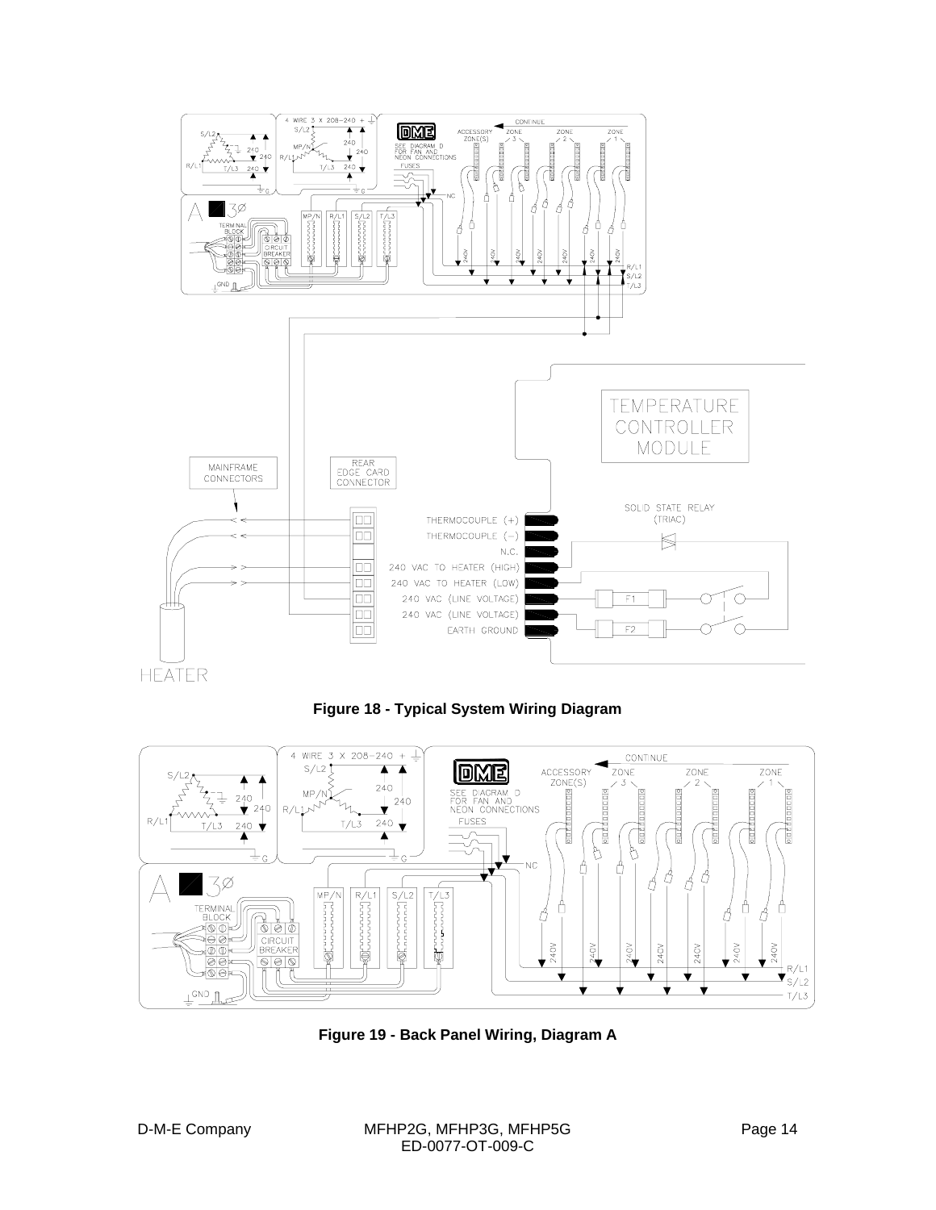**Figure 18 - Typical System Wiring Diagram**

**Figure 19 - Back Panel Wiring, Diagram A**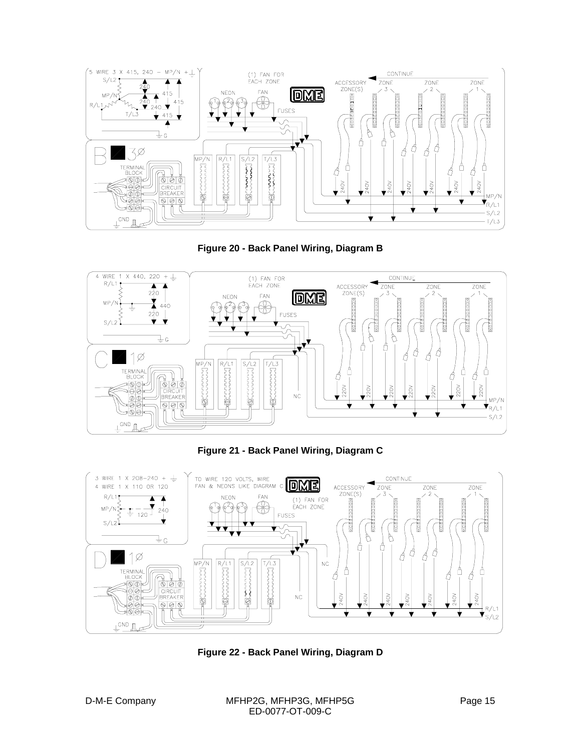Figure 20 - Back Panel Wiring, Diagram B

Figure 21 - Back Panel Wiring, Diagram C

Figure 22 - Back Panel Wiring, Diagram D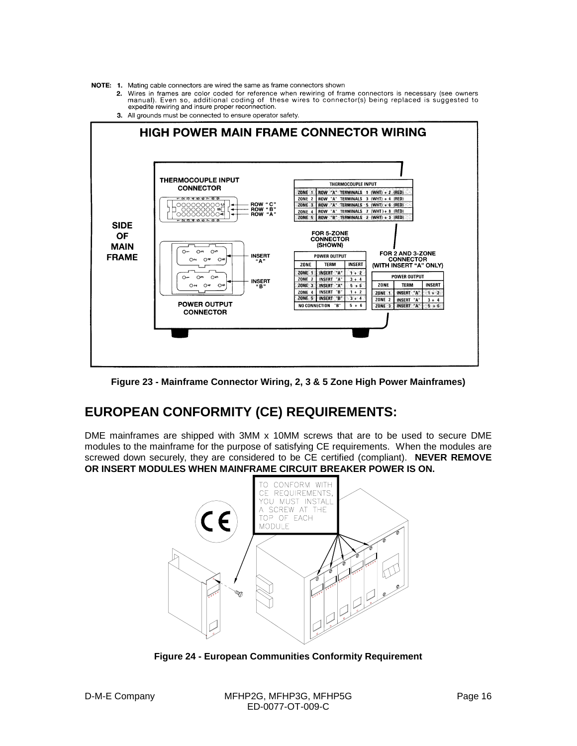NOTE:

1. Mating cable connectors are wired the same as frame connectors shown
2. Wires in frames are color coded for reference when rewiring of frame connectors is necessary (see owners manual). Even so, additional coding of these wires to connector(s) being replaced is suggested to expedite rewiring and insure proper reconnection.
3. All grounds must be connected to ensure operator safety.

## HIGH POWER MAIN FRAME CONNECTOR WIRING

SIDE OF MAIN FRAME

THERMOCOUPLE INPUT CONNECTOR

ROW "C"
ROW "B"
ROW "A"

| THERMOCOUPLE INPUT | | | |
|---|---|---|---|
| ZONE 1 | ROW "A" | TERMINALS | 1 (WHT) + 2 (RED) |
| ZONE 2 | ROW "A" | TERMINALS | 3 (WHT) + 4 (RED) |
| ZONE 3 | ROW "A" | TERMINALS | 5 (WHT) + 6 (RED) |
| ZONE 4 | ROW "A" | TERMINALS | 7 (WHT) + 8 (RED) |
| ZONE 5 | ROW "B" | TERMINALS | 2 (WHT) + 3 (RED) |

POWER OUTPUT CONNECTOR

INSERT "A"
INSERT "B"

FOR 5-ZONE CONNECTOR (SHOWN)

| POWER OUTPUT | | |
|---|---|---|
| ZONE | TERM | INSERT |
| ZONE 1 | INSERT "A" | 1 + 2 |
| ZONE 2 | INSERT "A" | 3 + 4 |
| ZONE 3 | INSERT "A" | 5 + 6 |
| ZONE 4 | INSERT "B" | 1 + 2 |
| ZONE 5 | INSERT "B" | 3 + 4 |
| NO CONNECTION | "B" | 5 + 6 |

FOR 2 AND 3-ZONE CONNECTOR (WITH INSERT "A" ONLY)

| POWER OUTPUT | | |
|---|---|---|
| ZONE | TERM | INSERT |
| ZONE 1 | INSERT "A" | 1 + 2 |
| ZONE 2 | INSERT "A" | 3 + 4 |
| ZONE 3 | INSERT "A" | 5 + 6 |

**Figure 23 - Mainframe Connector Wiring, 2, 3 & 5 Zone High Power Mainframes)**

## EUROPEAN CONFORMITY (CE) REQUIREMENTS:

DME mainframes are shipped with 3MM x 10MM screws that are to be used to secure DME modules to the mainframe for the purpose of satisfying CE requirements. When the modules are screwed down securely, they are considered to be CE certified (compliant). **NEVER REMOVE OR INSERT MODULES WHEN MAINFRAME CIRCUIT BREAKER POWER IS ON.**

TO CONFORM WITH CE REQUIREMENTS, YOU MUST INSTALL A SCREW AT THE TOP OF EACH MODULE

**Figure 24 - European Communities Conformity Requirement**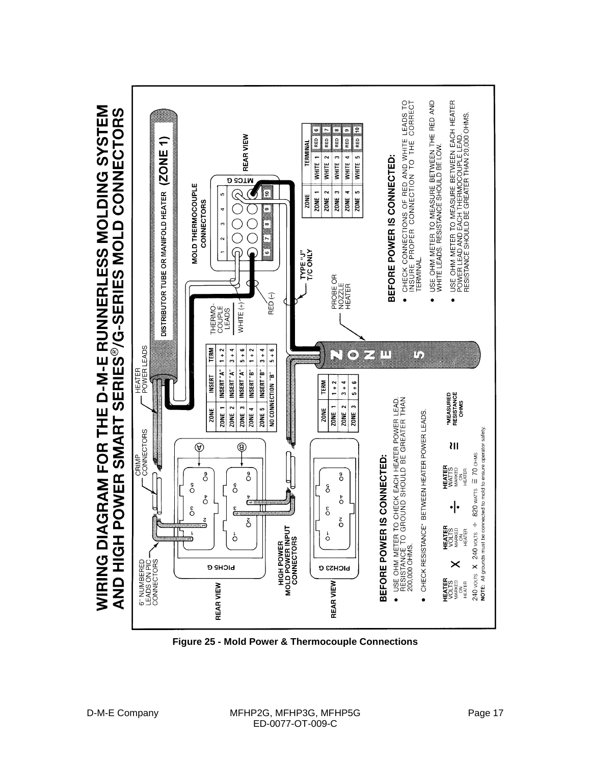# WIRING DIAGRAM FOR THE D-M-E RUNNERLESS MOLDING SYSTEM AND HIGH POWER SMART SERIES®/G-SERIES MOLD CONNECTORS

REAR VIEW

6" NUMBERED LEADS ON PIC CONNECTORS

CRIMP CONNECTORS

HEATER POWER LEADS

PICHS G

PICH23 G

HIGH POWER MOLD POWER INPUT CONNECTORS

| ZONE | INSERT | TERM |
|---|---|---|
| ZONE 1 | INSERT "A" | 1 + 2 |
| ZONE 2 | INSERT "A" | 3 + 4 |
| ZONE 3 | INSERT "A" | 5 + 6 |
| ZONE 4 | INSERT "B" | 1 + 2 |
| ZONE 5 | INSERT "B" | 3 + 4 |
| NO CONNECTION "B" | | 5 + 6 |

| ZONE | TERM |
|---|---|
| ZONE 1 | 1 + 2 |
| ZONE 2 | 3 + 4 |
| ZONE 3 | 5 + 6 |

DISTRIBUTOR TUBE OR MANIFOLD HEATER (ZONE 1)

MOLD THERMOCOUPLE CONNECTORS

MTC5 G

REAR VIEW

THERMO-COUPLE LEADS

WHITE (+)

RED (-)

TYPE "J" T/C ONLY

PROBE OR NOZZLE HEATER

ZONE 5

| ZONE | TERMINAL | |
|---|---|---|
| ZONE 1 | WHITE 1 | RED 6 |
| ZONE 2 | WHITE 2 | RED 7 |
| ZONE 3 | WHITE 3 | RED 8 |
| ZONE 4 | WHITE 4 | RED 9 |
| ZONE 5 | WHITE 5 | RED 10 |

## BEFORE POWER IS CONNECTED:

- USE OHM METER TO CHECK EACH HEATER POWER LEAD. RESISTANCE TO GROUND SHOULD BE GREATER THAN 200,000 OHMS.
- CHECK RESISTANCE* BETWEEN HEATER POWER LEADS.

HEATER VOLTS MARKED ON HEATER × HEATER VOLTS MARKED ON HEATER ÷ HEATER WATTS MARKED ON HEATER ≅ *MEASURED RESISTANCE OHMS

240 VOLTS × 240 VOLTS ÷ 820 WATTS ≅ 70 OHMS

**NOTE:** All grounds must be connected to mold to ensure operator safety.

## BEFORE POWER IS CONNECTED:

- CHECK CONNECTIONS OF RED AND WHITE LEADS TO INSURE PROPER CONNECTION TO THE CORRECT TERMINAL.
- USE OHM METER TO MEASURE BETWEEN THE RED AND WHITE LEADS. RESISTANCE SHOULD BE LOW.
- USE OHM METER TO MEASURE BETWEEN EACH HEATER POWER LEAD AND EACH THERMOCOUPLE LEAD. RESISTANCE SHOULD BE GREATER THAN 20,000 OHMS.

**Figure 25 - Mold Power & Thermocouple Connections**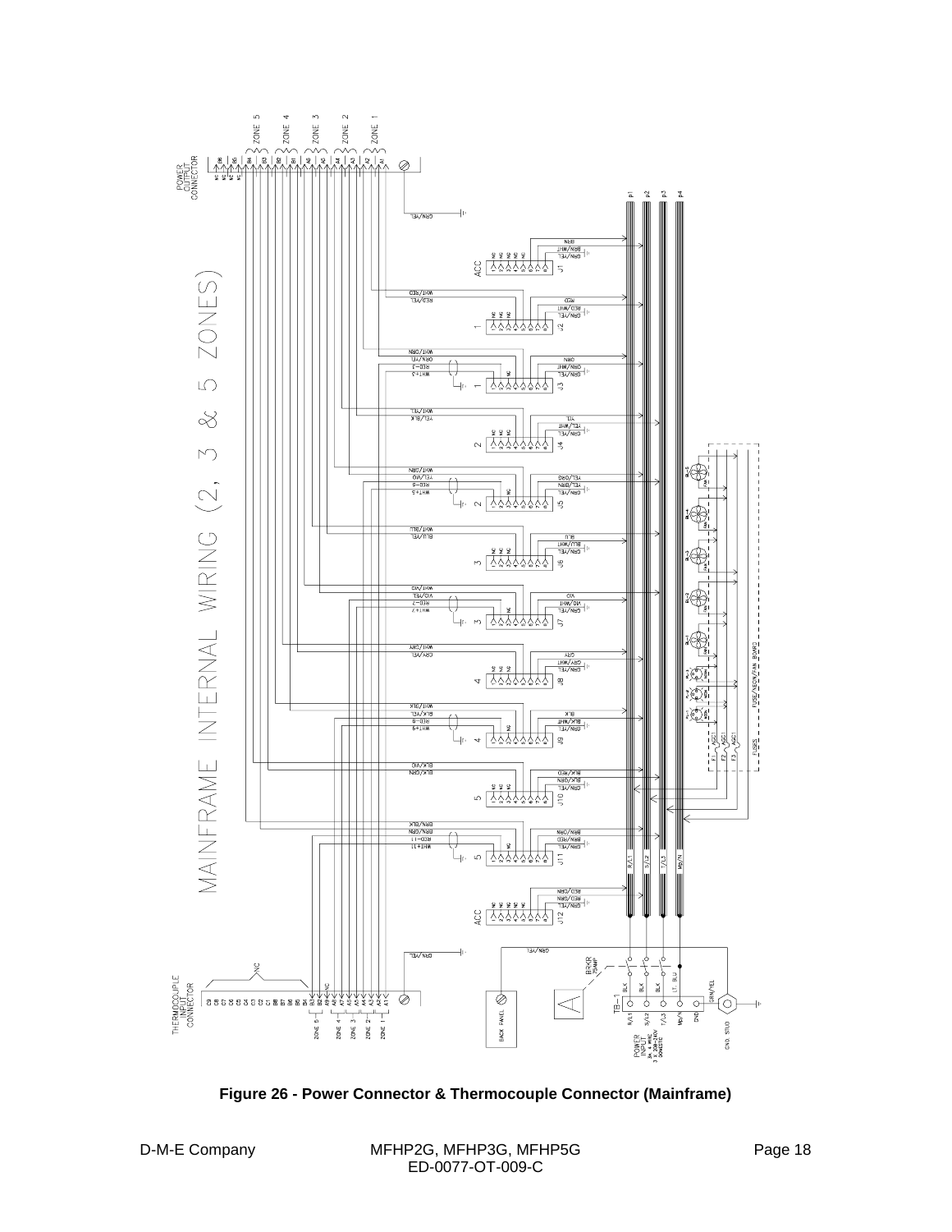MAINFRAME INTERNAL WIRING (2, 3 & 5 ZONES)

**Figure 26 - Power Connector & Thermocouple Connector (Mainframe)**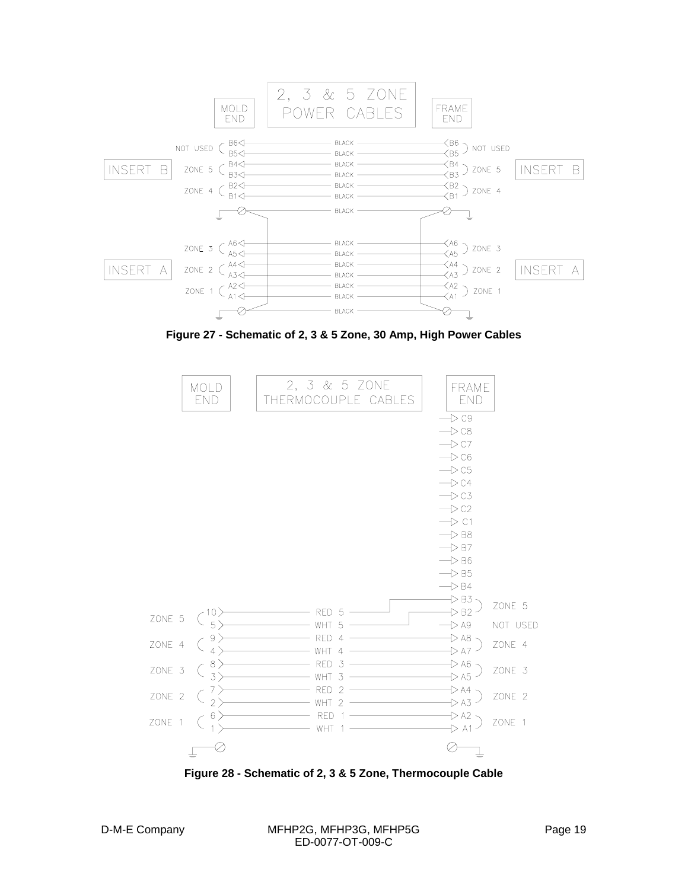| MOLD END | | 2, 3 & 5 ZONE POWER CABLES | FRAME END | |
|---|---|---|---|---|
| NOT USED | B6 | BLACK | B6 | NOT USED |
| | B5 | BLACK | B5 | |
| ZONE 5 (INSERT B) | B4 | BLACK | B4 | ZONE 5 (INSERT B) |
| | B3 | BLACK | B3 | |
| ZONE 4 | B2 | BLACK | B2 | ZONE 4 |
| | B1 | BLACK | B1 | |
| GROUND | | BLACK | | GROUND |
| ZONE 3 | A6 | BLACK | A6 | ZONE 3 |
| | A5 | BLACK | A5 | |
| ZONE 2 (INSERT A) | A4 | BLACK | A4 | ZONE 2 (INSERT A) |
| | A3 | BLACK | A3 | |
| ZONE 1 | A2 | BLACK | A2 | ZONE 1 |
| | A1 | BLACK | A1 | |
| GROUND | | BLACK | | GROUND |

**Figure 27 - Schematic of 2, 3 & 5 Zone, 30 Amp, High Power Cables**

| MOLD END | | 2, 3 & 5 ZONE THERMOCOUPLE CABLES | FRAME END | |
|---|---|---|---|---|
| | | | C9 | |
| | | | C8 | |
| | | | C7 | |
| | | | C6 | |
| | | | C5 | |
| | | | C4 | |
| | | | C3 | |
| | | | C2 | |
| | | | C1 | |
| | | | B8 | |
| | | | B7 | |
| | | | B6 | |
| | | | B5 | |
| | | | B4 | |
| ZONE 5 | 10 | RED 5 | B3 | ZONE 5 |
| | 5 | WHT 5 | B2 | |
| | | | A9 | NOT USED |
| ZONE 4 | 9 | RED 4 | A8 | ZONE 4 |
| | 4 | WHT 4 | A7 | |
| ZONE 3 | 8 | RED 3 | A6 | ZONE 3 |
| | 3 | WHT 3 | A5 | |
| ZONE 2 | 7 | RED 2 | A4 | ZONE 2 |
| | 2 | WHT 2 | A3 | |
| ZONE 1 | 6 | RED 1 | A2 | ZONE 1 |
| | 1 | WHT 1 | A1 | |
| GROUND | | | | GROUND |

**Figure 28 - Schematic of 2, 3 & 5 Zone, Thermocouple Cable**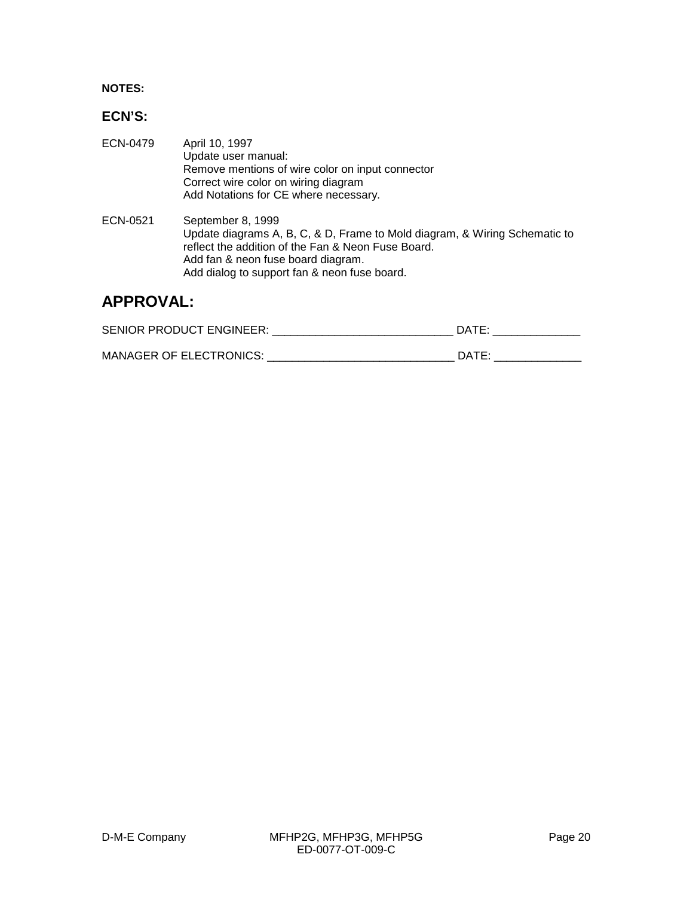**NOTES:**

## ECN'S:

ECN-0479 April 10, 1997
Update user manual:
Remove mentions of wire color on input connector
Correct wire color on wiring diagram
Add Notations for CE where necessary.

ECN-0521 September 8, 1999
Update diagrams A, B, C, & D, Frame to Mold diagram, & Wiring Schematic to reflect the addition of the Fan & Neon Fuse Board.
Add fan & neon fuse board diagram.
Add dialog to support fan & neon fuse board.

# APPROVAL:

SENIOR PRODUCT ENGINEER: ____________________________ DATE: _____________

MANAGER OF ELECTRONICS: _____________________________ DATE: _____________